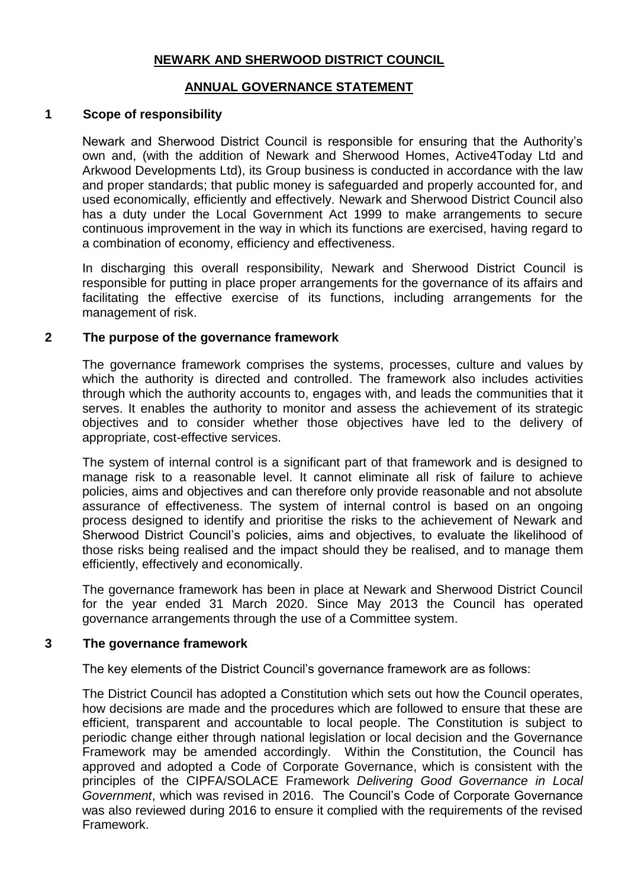# NEWARK AND SHERWOOD DISTRICT COUNCIL

## ANNUAL GOVERNANCE STATEMENT

### 1 Scope of responsibility

Newark and Sherwood District Council is responsible for ensuring that the Authority's own and, (with the addition of Newark and Sherwood Homes, Active4Today Ltd and Arkwood Developments Ltd), its Group business is conducted in accordance with the law and proper standards; that public money is safeguarded and properly accounted for, and used economically, efficiently and effectively. Newark and Sherwood District Council also has a duty under the Local Government Act 1999 to make arrangements to secure continuous improvement in the way in which its functions are exercised, having regard to a combination of economy, efficiency and effectiveness.

In discharging this overall responsibility, Newark and Sherwood District Council is responsible for putting in place proper arrangements for the governance of its affairs and facilitating the effective exercise of its functions, including arrangements for the management of risk.

### 2 The purpose of the governance framework

The governance framework comprises the systems, processes, culture and values by which the authority is directed and controlled. The framework also includes activities through which the authority accounts to, engages with, and leads the communities that it serves. It enables the authority to monitor and assess the achievement of its strategic objectives and to consider whether those objectives have led to the delivery of appropriate, cost-effective services.

The system of internal control is a significant part of that framework and is designed to manage risk to a reasonable level. It cannot eliminate all risk of failure to achieve policies, aims and objectives and can therefore only provide reasonable and not absolute assurance of effectiveness. The system of internal control is based on an ongoing process designed to identify and prioritise the risks to the achievement of Newark and Sherwood District Council's policies, aims and objectives, to evaluate the likelihood of those risks being realised and the impact should they be realised, and to manage them efficiently, effectively and economically.

The governance framework has been in place at Newark and Sherwood District Council for the year ended 31 March 2020. Since May 2013 the Council has operated governance arrangements through the use of a Committee system.

### 3 The governance framework

The key elements of the District Council's governance framework are as follows:

The District Council has adopted a Constitution which sets out how the Council operates, how decisions are made and the procedures which are followed to ensure that these are efficient, transparent and accountable to local people. The Constitution is subject to periodic change either through national legislation or local decision and the Governance Framework may be amended accordingly. Within the Constitution, the Council has approved and adopted a Code of Corporate Governance, which is consistent with the principles of the CIPFA/SOLACE Framework *Delivering Good Governance in Local Government*, which was revised in 2016. The Council's Code of Corporate Governance was also reviewed during 2016 to ensure it complied with the requirements of the revised Framework.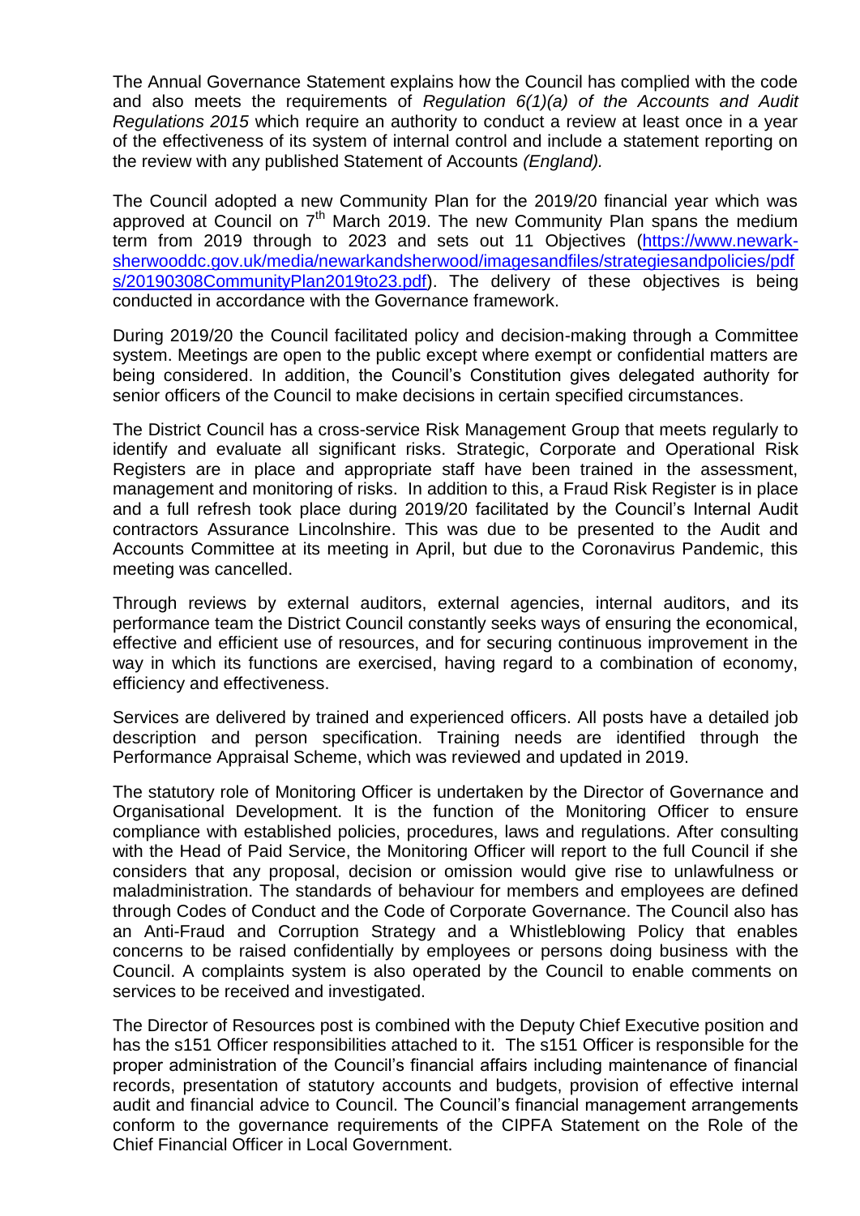The Annual Governance Statement explains how the Council has complied with the code and also meets the requirements of *Regulation 6(1)(a) of the Accounts and Audit Regulations 2015* which require an authority to conduct a review at least once in a year of the effectiveness of its system of internal control and include a statement reporting on the review with any published Statement of Accounts *(England).*

The Council adopted a new Community Plan for the 2019/20 financial year which was approved at Council on 7th March 2019. The new Community Plan spans the medium term from 2019 through to 2023 and sets out 11 Objectives ([https://www.newark-sherwooddc.gov.uk/media/newarkandsherwood/imagesandfiles/strategiesandpolicies/pdfs/20190308CommunityPlan2019to23.pdf](https://www.newark-sherwooddc.gov.uk/media/newarkandsherwood/imagesandfiles/strategiesandpolicies/pdfs/20190308CommunityPlan2019to23.pdf)). The delivery of these objectives is being conducted in accordance with the Governance framework.

During 2019/20 the Council facilitated policy and decision-making through a Committee system. Meetings are open to the public except where exempt or confidential matters are being considered. In addition, the Council's Constitution gives delegated authority for senior officers of the Council to make decisions in certain specified circumstances.

The District Council has a cross-service Risk Management Group that meets regularly to identify and evaluate all significant risks. Strategic, Corporate and Operational Risk Registers are in place and appropriate staff have been trained in the assessment, management and monitoring of risks. In addition to this, a Fraud Risk Register is in place and a full refresh took place during 2019/20 facilitated by the Council's Internal Audit contractors Assurance Lincolnshire. This was due to be presented to the Audit and Accounts Committee at its meeting in April, but due to the Coronavirus Pandemic, this meeting was cancelled.

Through reviews by external auditors, external agencies, internal auditors, and its performance team the District Council constantly seeks ways of ensuring the economical, effective and efficient use of resources, and for securing continuous improvement in the way in which its functions are exercised, having regard to a combination of economy, efficiency and effectiveness.

Services are delivered by trained and experienced officers. All posts have a detailed job description and person specification. Training needs are identified through the Performance Appraisal Scheme, which was reviewed and updated in 2019.

The statutory role of Monitoring Officer is undertaken by the Director of Governance and Organisational Development. It is the function of the Monitoring Officer to ensure compliance with established policies, procedures, laws and regulations. After consulting with the Head of Paid Service, the Monitoring Officer will report to the full Council if she considers that any proposal, decision or omission would give rise to unlawfulness or maladministration. The standards of behaviour for members and employees are defined through Codes of Conduct and the Code of Corporate Governance. The Council also has an Anti-Fraud and Corruption Strategy and a Whistleblowing Policy that enables concerns to be raised confidentially by employees or persons doing business with the Council. A complaints system is also operated by the Council to enable comments on services to be received and investigated.

The Director of Resources post is combined with the Deputy Chief Executive position and has the s151 Officer responsibilities attached to it. The s151 Officer is responsible for the proper administration of the Council's financial affairs including maintenance of financial records, presentation of statutory accounts and budgets, provision of effective internal audit and financial advice to Council. The Council's financial management arrangements conform to the governance requirements of the CIPFA Statement on the Role of the Chief Financial Officer in Local Government.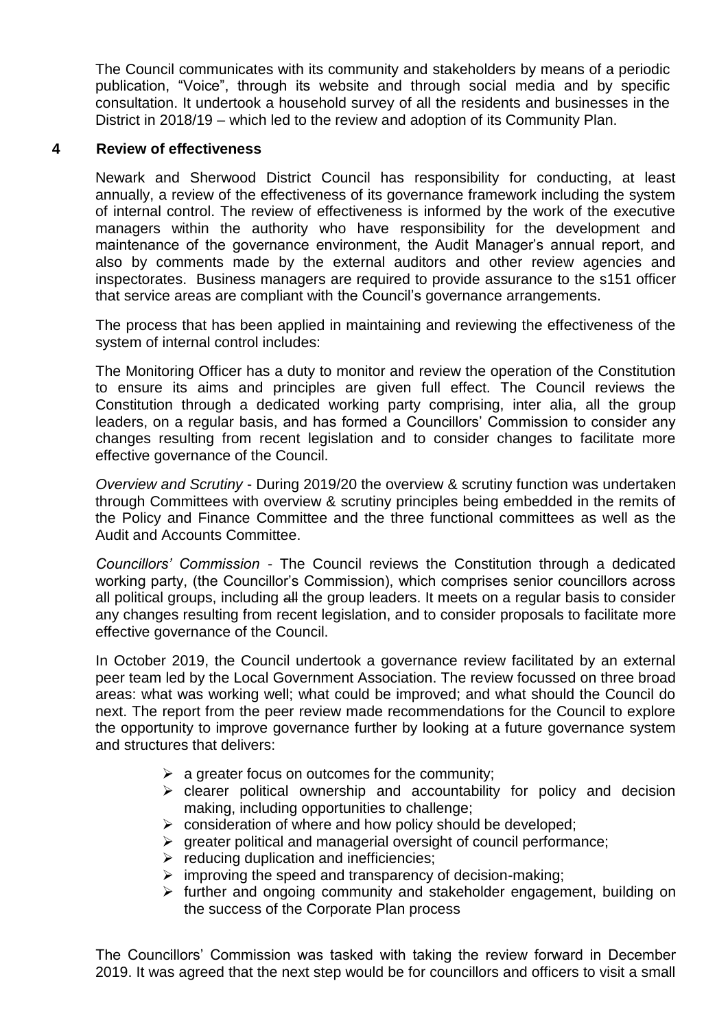The Council communicates with its community and stakeholders by means of a periodic publication, "Voice", through its website and through social media and by specific consultation. It undertook a household survey of all the residents and businesses in the District in 2018/19 – which led to the review and adoption of its Community Plan.

## 4 Review of effectiveness

Newark and Sherwood District Council has responsibility for conducting, at least annually, a review of the effectiveness of its governance framework including the system of internal control. The review of effectiveness is informed by the work of the executive managers within the authority who have responsibility for the development and maintenance of the governance environment, the Audit Manager's annual report, and also by comments made by the external auditors and other review agencies and inspectorates. Business managers are required to provide assurance to the s151 officer that service areas are compliant with the Council's governance arrangements.

The process that has been applied in maintaining and reviewing the effectiveness of the system of internal control includes:

The Monitoring Officer has a duty to monitor and review the operation of the Constitution to ensure its aims and principles are given full effect. The Council reviews the Constitution through a dedicated working party comprising, inter alia, all the group leaders, on a regular basis, and has formed a Councillors' Commission to consider any changes resulting from recent legislation and to consider changes to facilitate more effective governance of the Council.

*Overview and Scrutiny* - During 2019/20 the overview & scrutiny function was undertaken through Committees with overview & scrutiny principles being embedded in the remits of the Policy and Finance Committee and the three functional committees as well as the Audit and Accounts Committee.

*Councillors' Commission* - The Council reviews the Constitution through a dedicated working party, (the Councillor's Commission), which comprises senior councillors across all political groups, including ~~all~~ the group leaders. It meets on a regular basis to consider any changes resulting from recent legislation, and to consider proposals to facilitate more effective governance of the Council.

In October 2019, the Council undertook a governance review facilitated by an external peer team led by the Local Government Association. The review focussed on three broad areas: what was working well; what could be improved; and what should the Council do next. The report from the peer review made recommendations for the Council to explore the opportunity to improve governance further by looking at a future governance system and structures that delivers:

- a greater focus on outcomes for the community;
- clearer political ownership and accountability for policy and decision making, including opportunities to challenge;
- consideration of where and how policy should be developed;
- greater political and managerial oversight of council performance;
- reducing duplication and inefficiencies;
- improving the speed and transparency of decision-making;
- further and ongoing community and stakeholder engagement, building on the success of the Corporate Plan process

The Councillors' Commission was tasked with taking the review forward in December 2019. It was agreed that the next step would be for councillors and officers to visit a small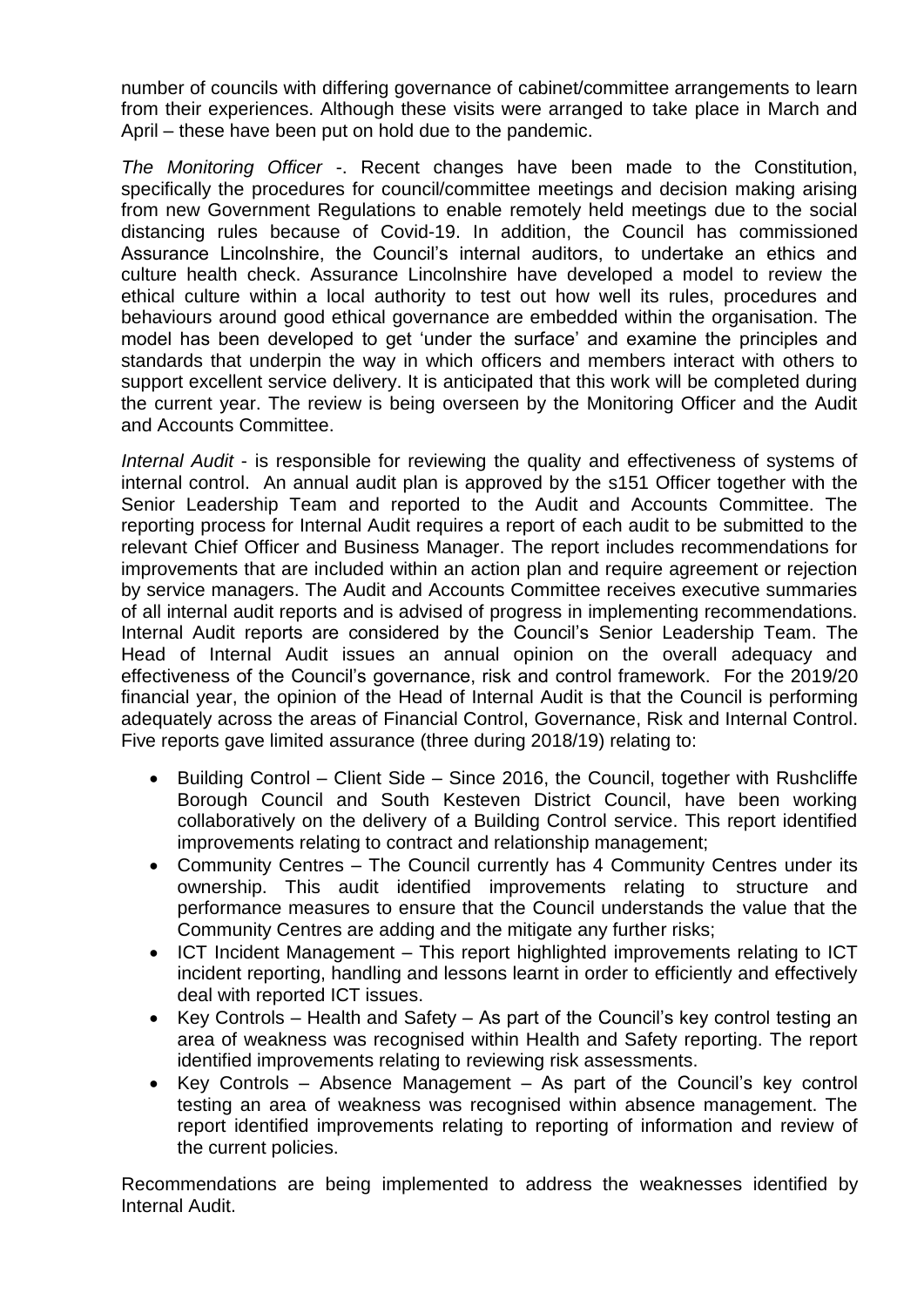number of councils with differing governance of cabinet/committee arrangements to learn from their experiences. Although these visits were arranged to take place in March and April – these have been put on hold due to the pandemic.

*The Monitoring Officer* -. Recent changes have been made to the Constitution, specifically the procedures for council/committee meetings and decision making arising from new Government Regulations to enable remotely held meetings due to the social distancing rules because of Covid-19. In addition, the Council has commissioned Assurance Lincolnshire, the Council's internal auditors, to undertake an ethics and culture health check. Assurance Lincolnshire have developed a model to review the ethical culture within a local authority to test out how well its rules, procedures and behaviours around good ethical governance are embedded within the organisation. The model has been developed to get 'under the surface' and examine the principles and standards that underpin the way in which officers and members interact with others to support excellent service delivery. It is anticipated that this work will be completed during the current year. The review is being overseen by the Monitoring Officer and the Audit and Accounts Committee.

*Internal Audit* - is responsible for reviewing the quality and effectiveness of systems of internal control. An annual audit plan is approved by the s151 Officer together with the Senior Leadership Team and reported to the Audit and Accounts Committee. The reporting process for Internal Audit requires a report of each audit to be submitted to the relevant Chief Officer and Business Manager. The report includes recommendations for improvements that are included within an action plan and require agreement or rejection by service managers. The Audit and Accounts Committee receives executive summaries of all internal audit reports and is advised of progress in implementing recommendations. Internal Audit reports are considered by the Council's Senior Leadership Team. The Head of Internal Audit issues an annual opinion on the overall adequacy and effectiveness of the Council's governance, risk and control framework. For the 2019/20 financial year, the opinion of the Head of Internal Audit is that the Council is performing adequately across the areas of Financial Control, Governance, Risk and Internal Control. Five reports gave limited assurance (three during 2018/19) relating to:

- Building Control – Client Side – Since 2016, the Council, together with Rushcliffe Borough Council and South Kesteven District Council, have been working collaboratively on the delivery of a Building Control service. This report identified improvements relating to contract and relationship management;
- Community Centres – The Council currently has 4 Community Centres under its ownership. This audit identified improvements relating to structure and performance measures to ensure that the Council understands the value that the Community Centres are adding and the mitigate any further risks;
- ICT Incident Management – This report highlighted improvements relating to ICT incident reporting, handling and lessons learnt in order to efficiently and effectively deal with reported ICT issues.
- Key Controls – Health and Safety – As part of the Council's key control testing an area of weakness was recognised within Health and Safety reporting. The report identified improvements relating to reviewing risk assessments.
- Key Controls – Absence Management – As part of the Council's key control testing an area of weakness was recognised within absence management. The report identified improvements relating to reporting of information and review of the current policies.

Recommendations are being implemented to address the weaknesses identified by Internal Audit.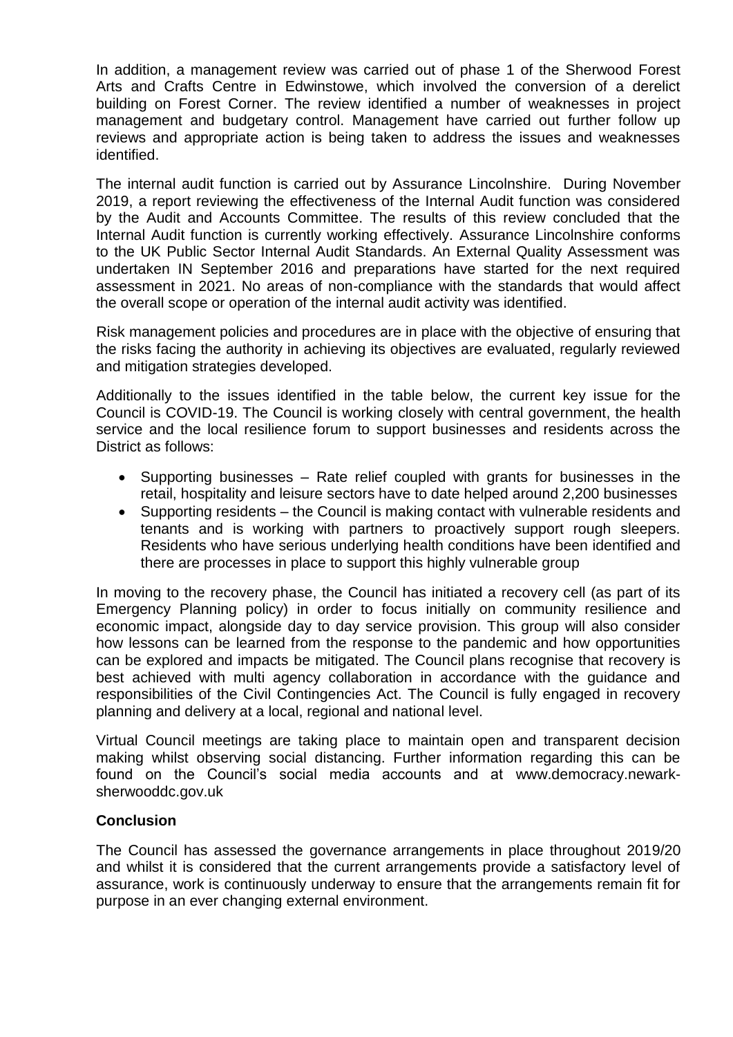In addition, a management review was carried out of phase 1 of the Sherwood Forest Arts and Crafts Centre in Edwinstowe, which involved the conversion of a derelict building on Forest Corner. The review identified a number of weaknesses in project management and budgetary control. Management have carried out further follow up reviews and appropriate action is being taken to address the issues and weaknesses identified.

The internal audit function is carried out by Assurance Lincolnshire. During November 2019, a report reviewing the effectiveness of the Internal Audit function was considered by the Audit and Accounts Committee. The results of this review concluded that the Internal Audit function is currently working effectively. Assurance Lincolnshire conforms to the UK Public Sector Internal Audit Standards. An External Quality Assessment was undertaken IN September 2016 and preparations have started for the next required assessment in 2021. No areas of non-compliance with the standards that would affect the overall scope or operation of the internal audit activity was identified.

Risk management policies and procedures are in place with the objective of ensuring that the risks facing the authority in achieving its objectives are evaluated, regularly reviewed and mitigation strategies developed.

Additionally to the issues identified in the table below, the current key issue for the Council is COVID-19. The Council is working closely with central government, the health service and the local resilience forum to support businesses and residents across the District as follows:

- Supporting businesses – Rate relief coupled with grants for businesses in the retail, hospitality and leisure sectors have to date helped around 2,200 businesses
- Supporting residents – the Council is making contact with vulnerable residents and tenants and is working with partners to proactively support rough sleepers. Residents who have serious underlying health conditions have been identified and there are processes in place to support this highly vulnerable group

In moving to the recovery phase, the Council has initiated a recovery cell (as part of its Emergency Planning policy) in order to focus initially on community resilience and economic impact, alongside day to day service provision. This group will also consider how lessons can be learned from the response to the pandemic and how opportunities can be explored and impacts be mitigated. The Council plans recognise that recovery is best achieved with multi agency collaboration in accordance with the guidance and responsibilities of the Civil Contingencies Act. The Council is fully engaged in recovery planning and delivery at a local, regional and national level.

Virtual Council meetings are taking place to maintain open and transparent decision making whilst observing social distancing. Further information regarding this can be found on the Council's social media accounts and at www.democracy.newark-sherwooddc.gov.uk

**Conclusion**

The Council has assessed the governance arrangements in place throughout 2019/20 and whilst it is considered that the current arrangements provide a satisfactory level of assurance, work is continuously underway to ensure that the arrangements remain fit for purpose in an ever changing external environment.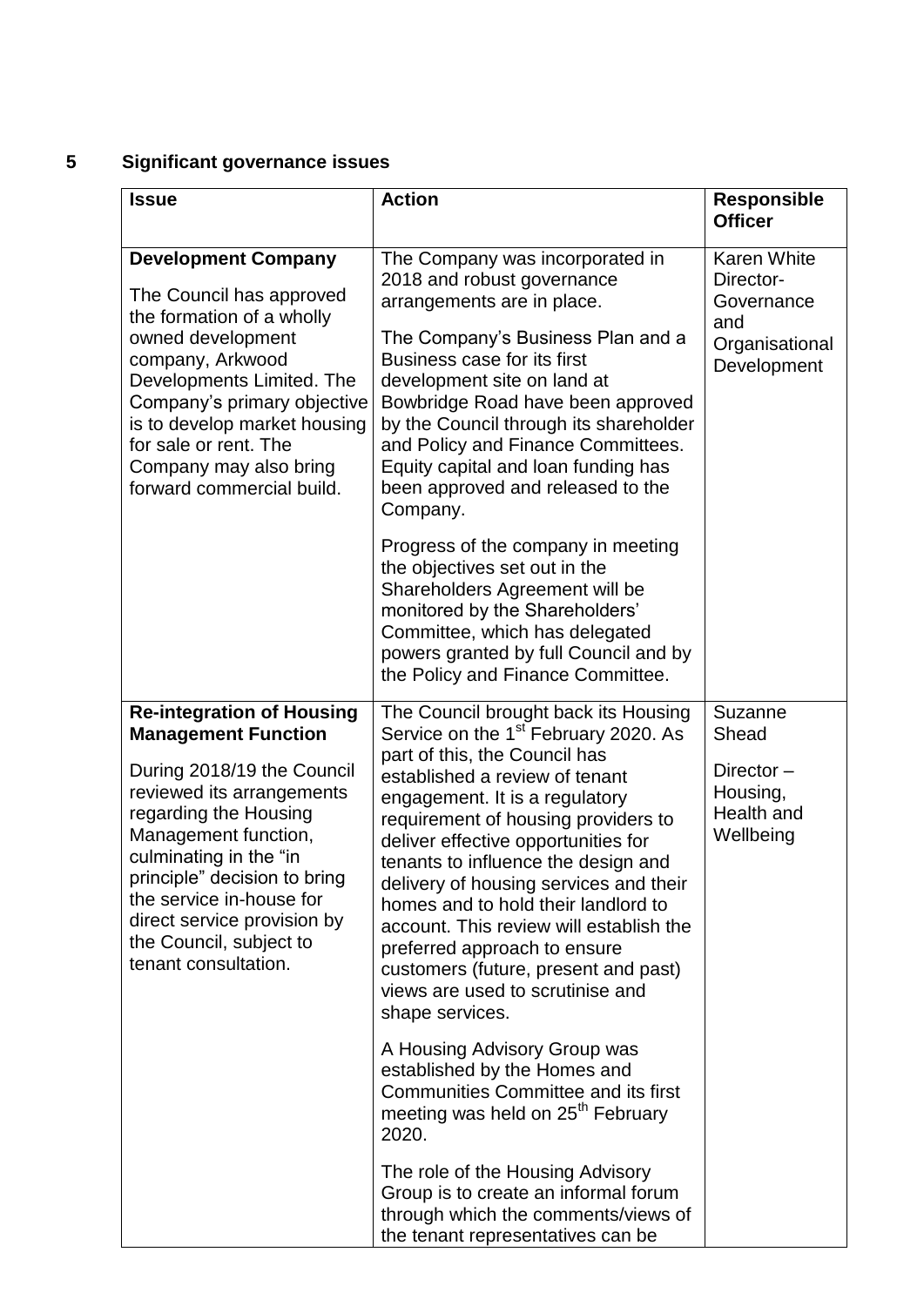## 5 Significant governance issues

| Issue | Action | Responsible Officer |
|---|---|---|
| **Development Company**<br><br>The Council has approved the formation of a wholly owned development company, Arkwood Developments Limited. The Company's primary objective is to develop market housing for sale or rent. The Company may also bring forward commercial build. | The Company was incorporated in 2018 and robust governance arrangements are in place.<br><br>The Company's Business Plan and a Business case for its first development site on land at Bowbridge Road have been approved by the Council through its shareholder and Policy and Finance Committees. Equity capital and loan funding has been approved and released to the Company.<br><br>Progress of the company in meeting the objectives set out in the Shareholders Agreement will be monitored by the Shareholders' Committee, which has delegated powers granted by full Council and by the Policy and Finance Committee. | Karen White Director- Governance and Organisational Development |
| **Re-integration of Housing Management Function**<br><br>During 2018/19 the Council reviewed its arrangements regarding the Housing Management function, culminating in the "in principle" decision to bring the service in-house for direct service provision by the Council, subject to tenant consultation. | The Council brought back its Housing Service on the 1st February 2020. As part of this, the Council has established a review of tenant engagement. It is a regulatory requirement of housing providers to deliver effective opportunities for tenants to influence the design and delivery of housing services and their homes and to hold their landlord to account. This review will establish the preferred approach to ensure customers (future, present and past) views are used to scrutinise and shape services.<br><br>A Housing Advisory Group was established by the Homes and Communities Committee and its first meeting was held on 25th February 2020.<br><br>The role of the Housing Advisory Group is to create an informal forum through which the comments/views of the tenant representatives can be | Suzanne Shead<br><br>Director – Housing, Health and Wellbeing |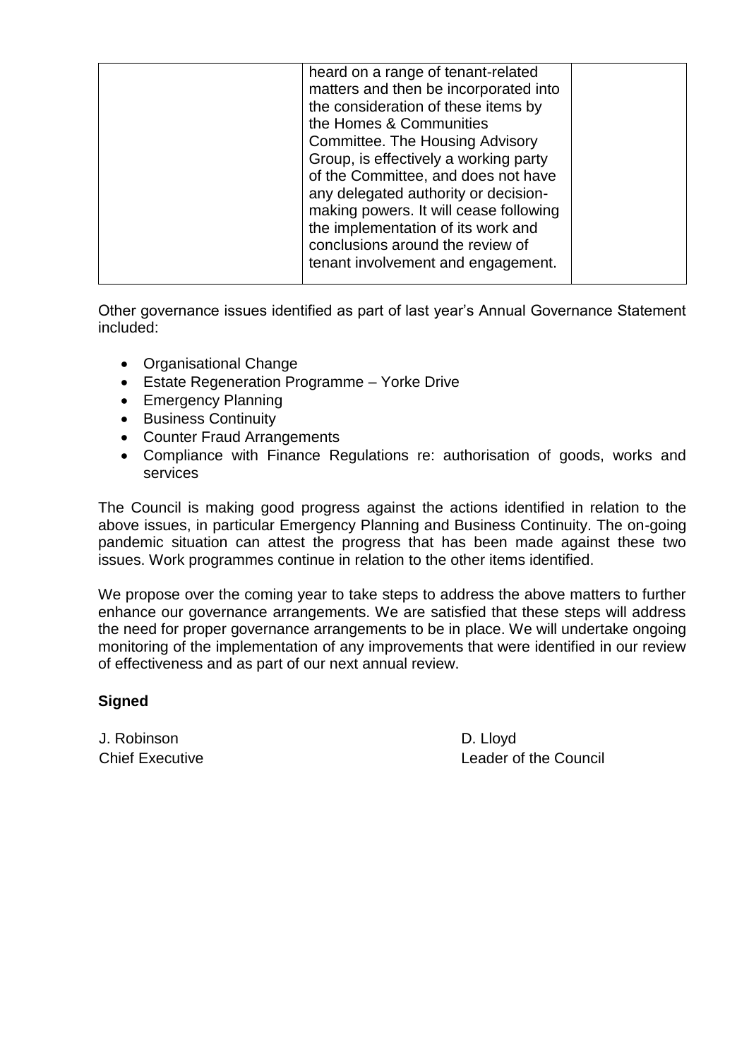| | | |
|---|---|---|
| | heard on a range of tenant-related matters and then be incorporated into the consideration of these items by the Homes & Communities Committee. The Housing Advisory Group, is effectively a working party of the Committee, and does not have any delegated authority or decision-making powers. It will cease following the implementation of its work and conclusions around the review of tenant involvement and engagement. | |

Other governance issues identified as part of last year's Annual Governance Statement included:

- Organisational Change
- Estate Regeneration Programme – Yorke Drive
- Emergency Planning
- Business Continuity
- Counter Fraud Arrangements
- Compliance with Finance Regulations re: authorisation of goods, works and services

The Council is making good progress against the actions identified in relation to the above issues, in particular Emergency Planning and Business Continuity. The on-going pandemic situation can attest the progress that has been made against these two issues. Work programmes continue in relation to the other items identified.

We propose over the coming year to take steps to address the above matters to further enhance our governance arrangements. We are satisfied that these steps will address the need for proper governance arrangements to be in place. We will undertake ongoing monitoring of the implementation of any improvements that were identified in our review of effectiveness and as part of our next annual review.

**Signed**

J. Robinson
Chief Executive

D. Lloyd
Leader of the Council